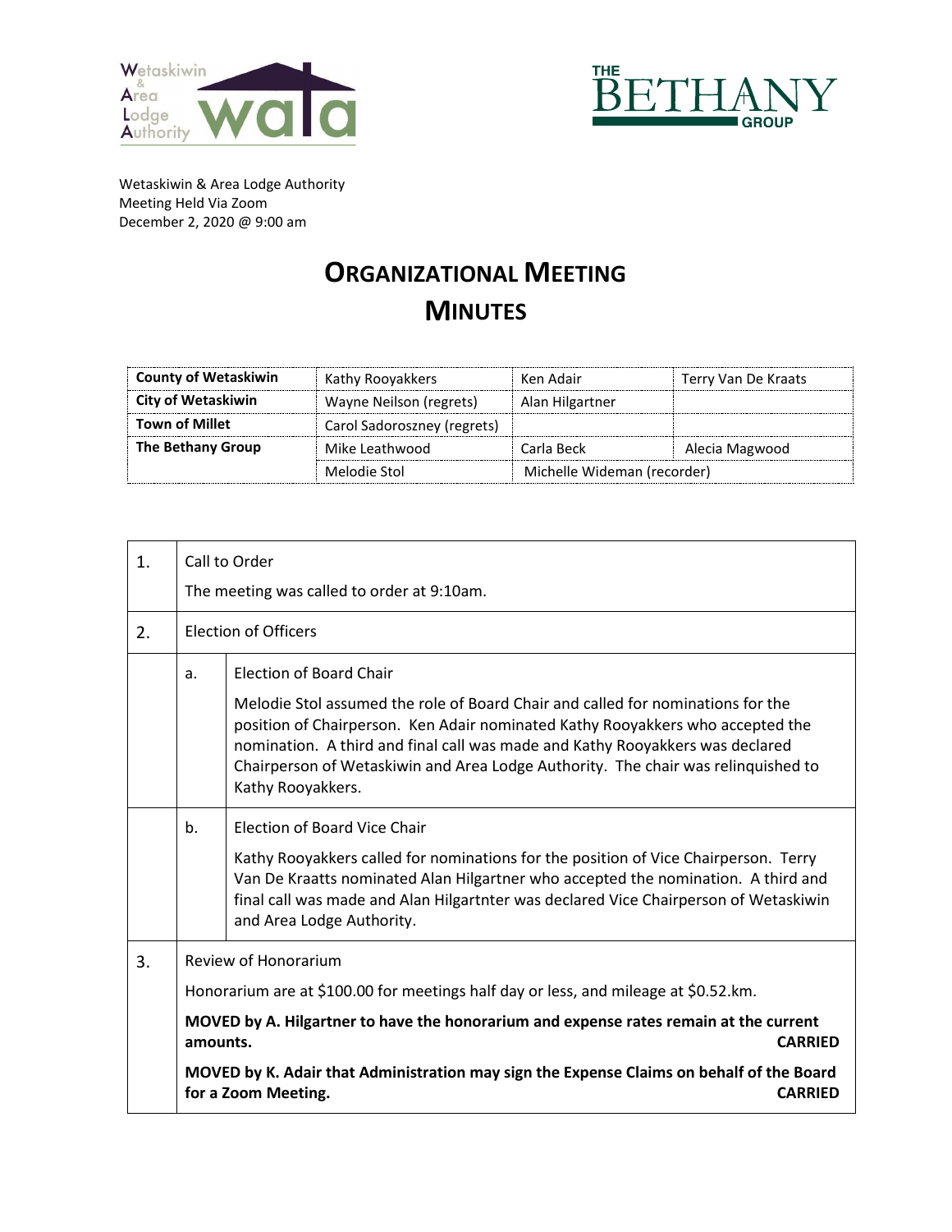Wetaskiwin & Area Lodge Authority
Meeting Held Via Zoom
December 2, 2020 @ 9:00 am

# ORGANIZATIONAL MEETING MINUTES

| | | | |
|---|---|---|---|
| **County of Wetaskiwin** | Kathy Rooyakkers | Ken Adair | Terry Van De Kraats |
| **City of Wetaskiwin** | Wayne Neilson (regrets) | Alan Hilgartner | |
| **Town of Millet** | Carol Sadorosznev (regrets) | | |
| **The Bethany Group** | Mike Leathwood | Carla Beck | Alecia Magwood |
| | Melodie Stol | Michelle Wideman (recorder) | |

| | | |
|---|---|---|
| 1. | Call to Order<br><br>The meeting was called to order at 9:10am. | |
| 2. | Election of Officers | |
| | a. | Election of Board Chair<br><br>Melodie Stol assumed the role of Board Chair and called for nominations for the position of Chairperson. Ken Adair nominated Kathy Rooyakkers who accepted the nomination. A third and final call was made and Kathy Rooyakkers was declared Chairperson of Wetaskiwin and Area Lodge Authority. The chair was relinquished to Kathy Rooyakkers. |
| | b. | Election of Board Vice Chair<br><br>Kathy Rooyakkers called for nominations for the position of Vice Chairperson. Terry Van De Kraatts nominated Alan Hilgartner who accepted the nomination. A third and final call was made and Alan Hilgartnter was declared Vice Chairperson of Wetaskiwin and Area Lodge Authority. |
| 3. | Review of Honorarium<br><br>Honorarium are at $100.00 for meetings half day or less, and mileage at $0.52.km.<br><br>**MOVED by A. Hilgartner to have the honorarium and expense rates remain at the current amounts. CARRIED**<br><br>**MOVED by K. Adair that Administration may sign the Expense Claims on behalf of the Board for a Zoom Meeting. CARRIED** | |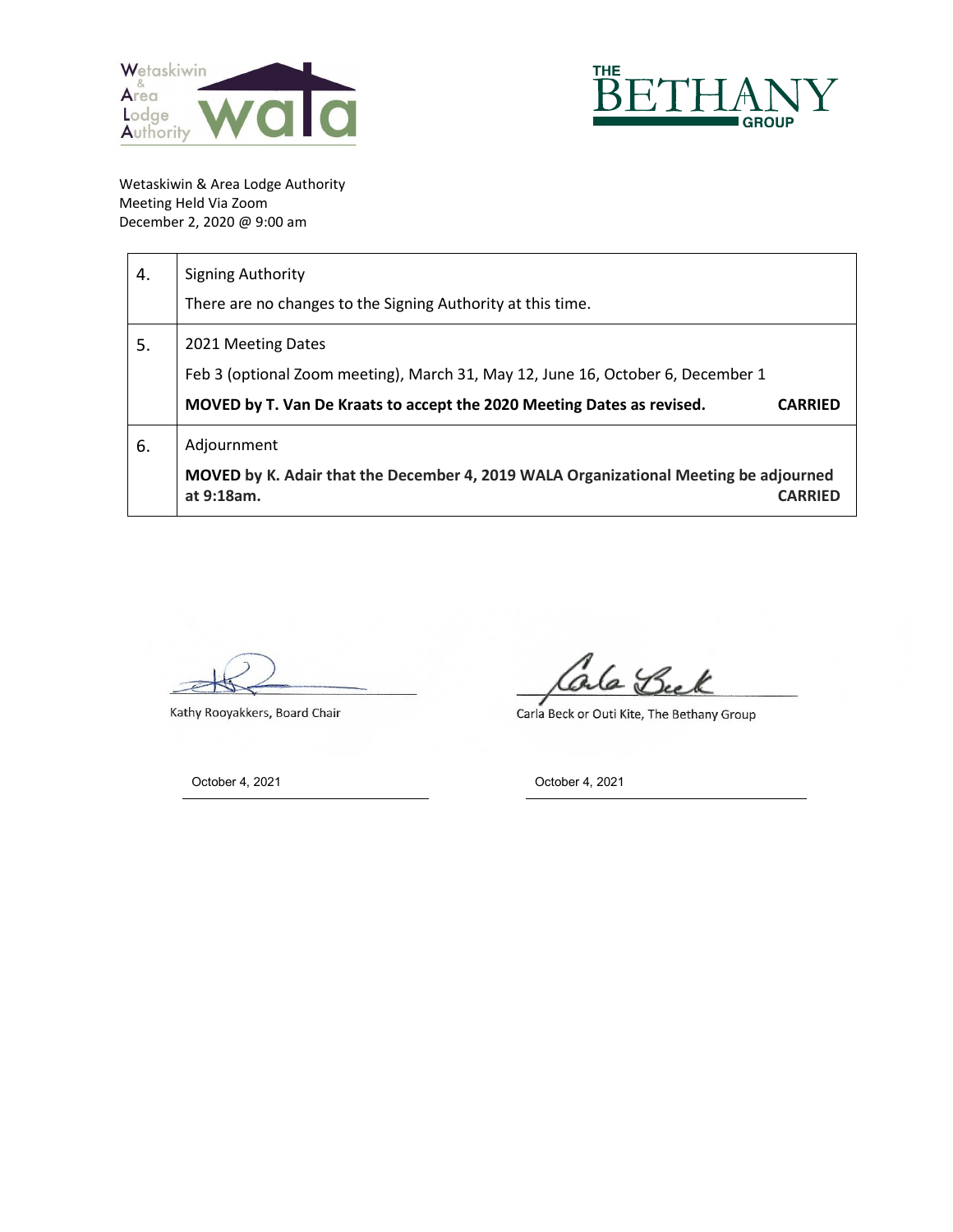Wetaskiwin & Area Lodge Authority
Meeting Held Via Zoom
December 2, 2020 @ 9:00 am

| | |
|---|---|
| 4. | Signing Authority<br><br>There are no changes to the Signing Authority at this time. |
| 5. | 2021 Meeting Dates<br><br>Feb 3 (optional Zoom meeting), March 31, May 12, June 16, October 6, December 1<br><br>**MOVED by T. Van De Kraats to accept the 2020 Meeting Dates as revised. CARRIED** |
| 6. | Adjournment<br><br>**MOVED by** K. **Adair that the December 4, 2019 WALA Organizational Meeting be adjourned at 9:18am. CARRIED** |

Kathy Rooyakkers, Board Chair

October 4, 2021

Carla Beck or Outi Kite, The Bethany Group

October 4, 2021